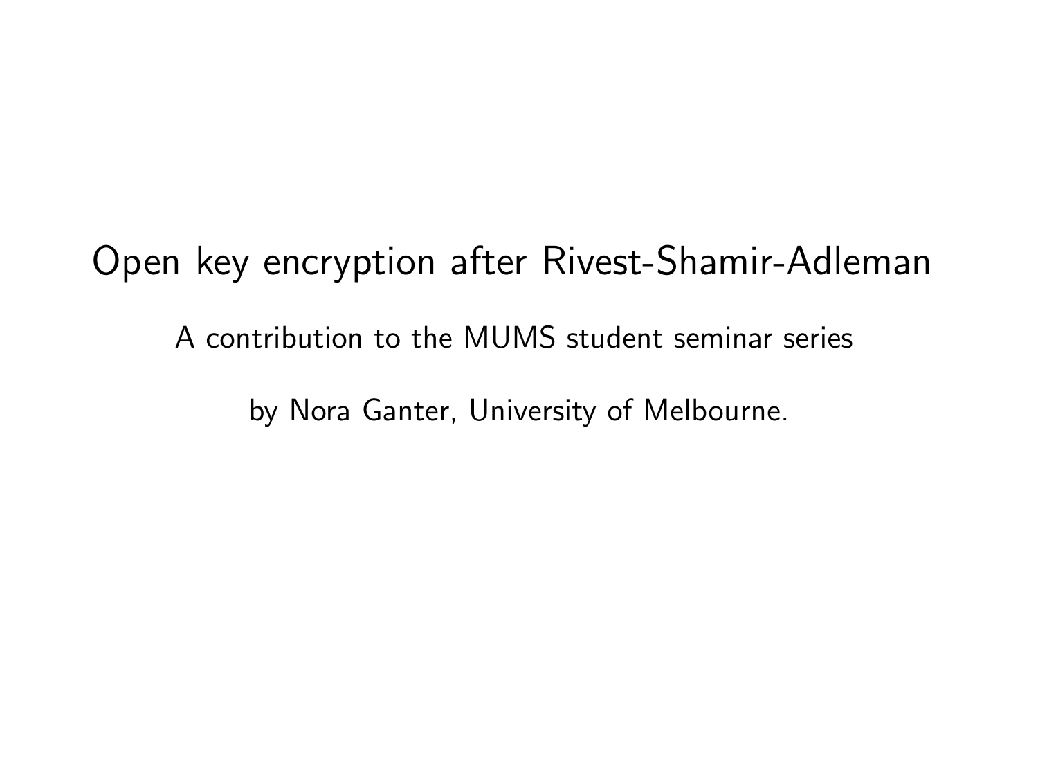# Open key encryption after Rivest-Shamir-Adleman

A contribution to the MUMS student seminar series

by Nora Ganter, University of Melbourne.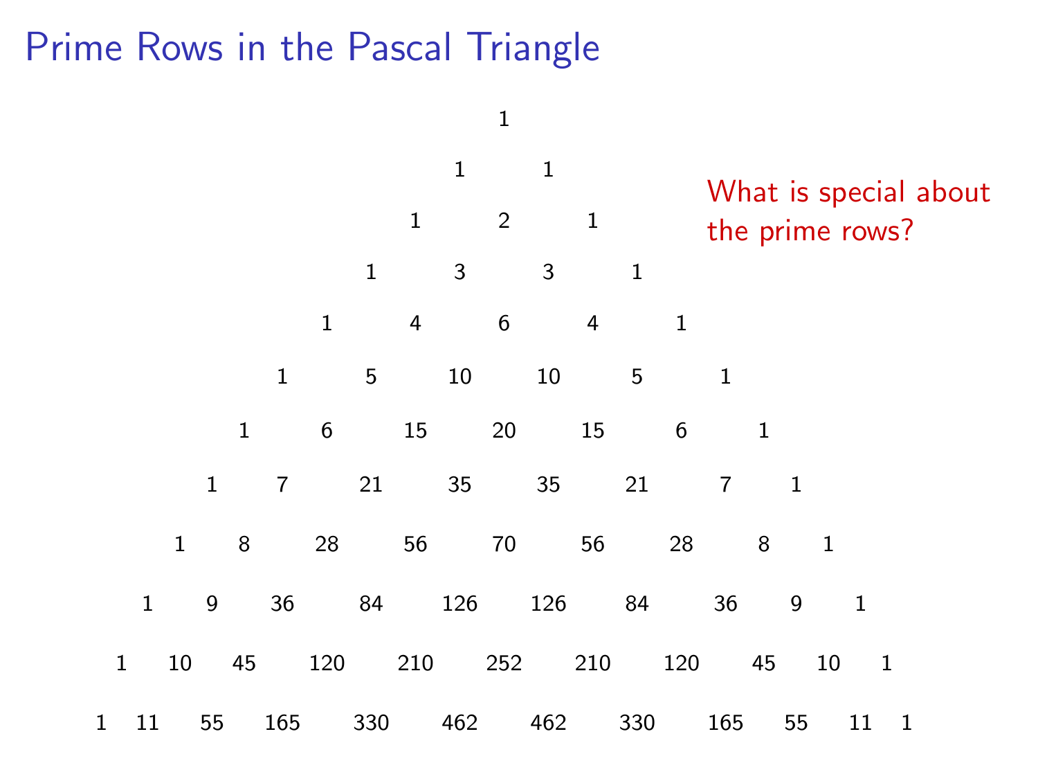# Prime Rows in the Pascal Triangle

1

1 1

1 2 1

1 3 3 1

1 4 6 4 1

1 5 10 10 5 1

1 6 15 20 15 6 1

1 7 21 35 35 21 7 1

1 8 28 56 70 56 28 8 1

1 9 36 84 126 126 84 36 9 1

1 10 45 120 210 252 210 120 45 10 1

1 11 55 165 330 462 462 330 165 55 11 1

What is special about the prime rows?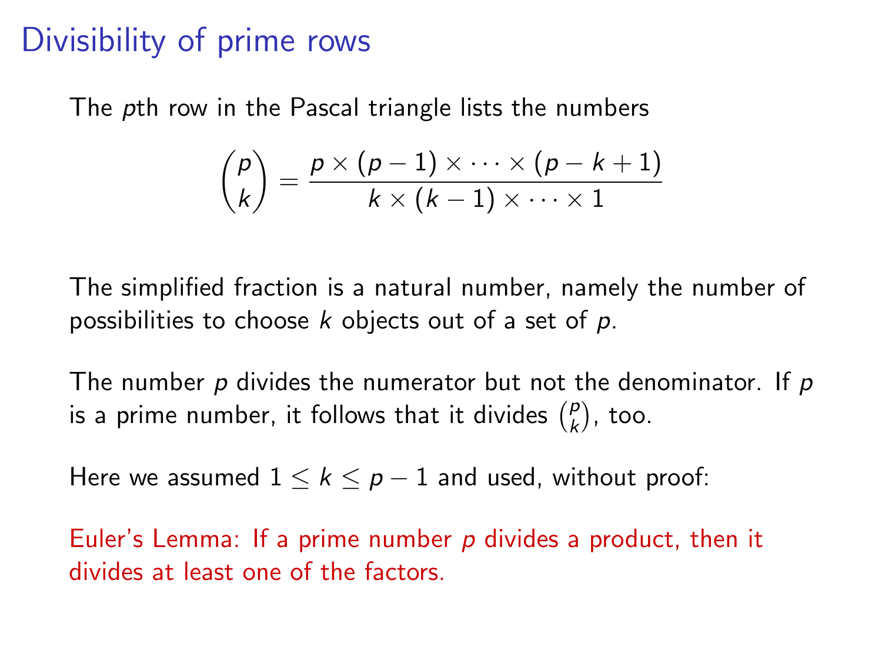# Divisibility of prime rows

The $p$th row in the Pascal triangle lists the numbers

$$\binom{p}{k} = \frac{p \times (p-1) \times \cdots \times (p-k+1)}{k \times (k-1) \times \cdots \times 1}$$

The simplified fraction is a natural number, namely the number of possibilities to choose $k$ objects out of a set of $p$.

The number $p$ divides the numerator but not the denominator. If $p$ is a prime number, it follows that it divides $\binom{p}{k}$, too.

Here we assumed $1 \leq k \leq p-1$ and used, without proof:

Euler's Lemma: If a prime number $p$ divides a product, then it divides at least one of the factors.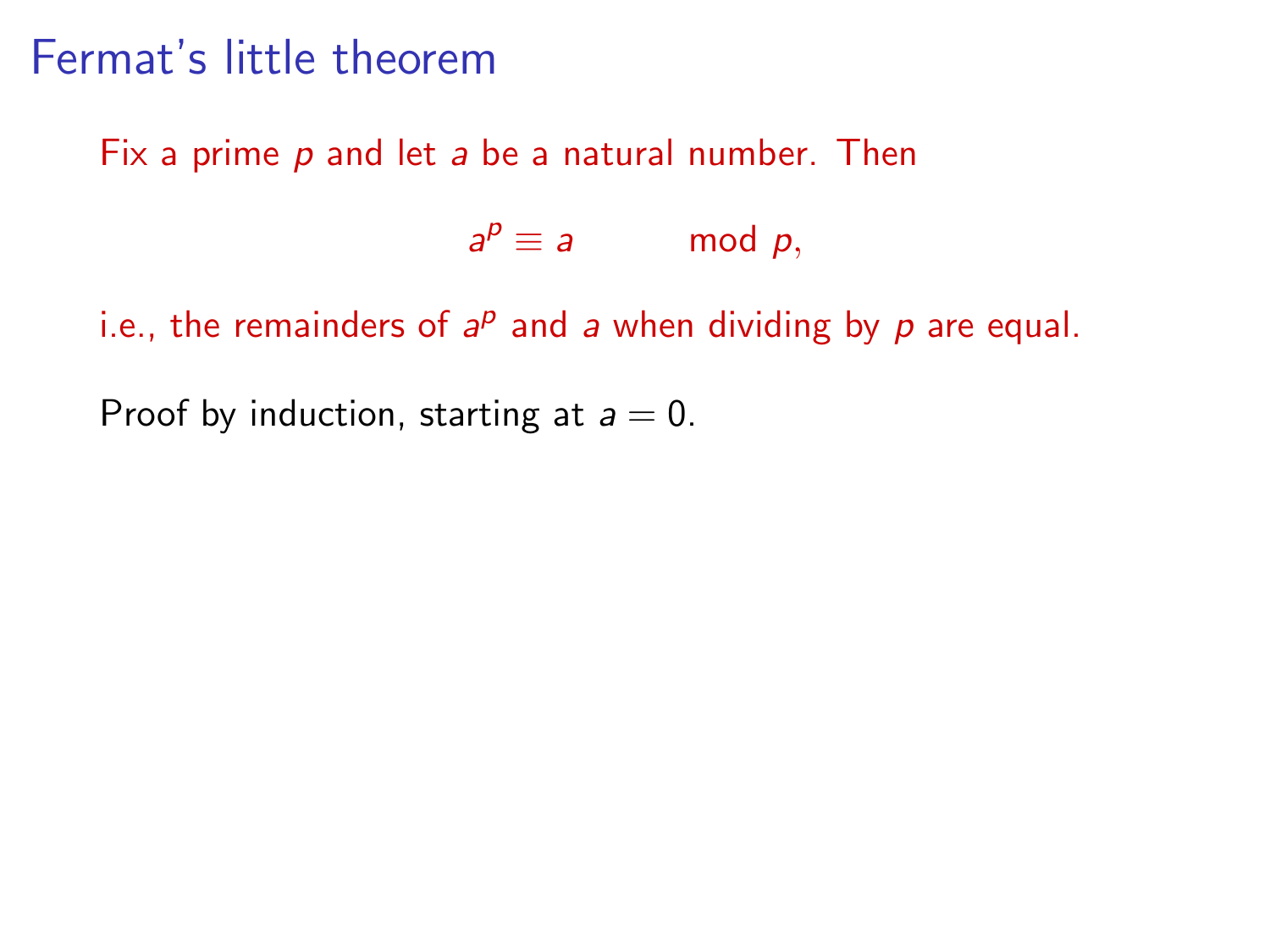# Fermat's little theorem

Fix a prime $p$ and let $a$ be a natural number. Then

$$a^p \equiv a \mod p,$$

i.e., the remainders of $a^p$ and $a$ when dividing by $p$ are equal.

Proof by induction, starting at $a = 0$.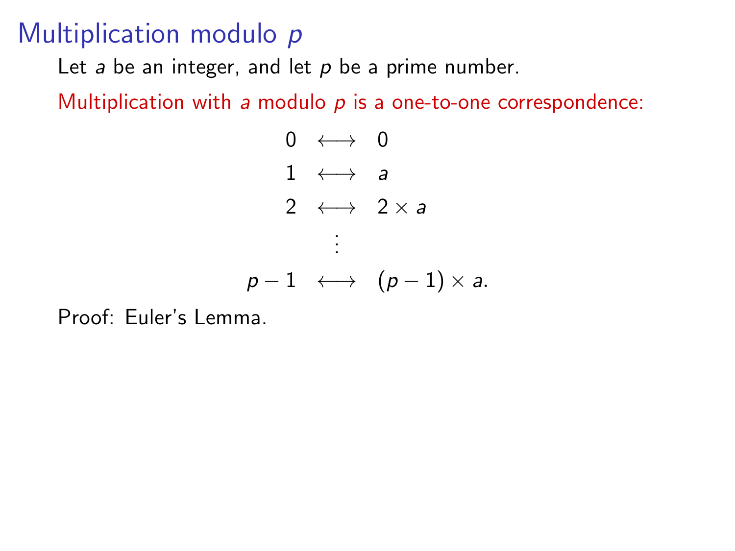# Multiplication modulo $p$

Let $a$ be an integer, and let $p$ be a prime number.

Multiplication with $a$ modulo $p$ is a one-to-one correspondence:

$$
\begin{array}{ccc}
0 & \longleftrightarrow & 0 \\
1 & \longleftrightarrow & a \\
2 & \longleftrightarrow & 2 \times a \\
& \vdots & \\
p-1 & \longleftrightarrow & (p-1) \times a.
\end{array}
$$

Proof: Euler's Lemma.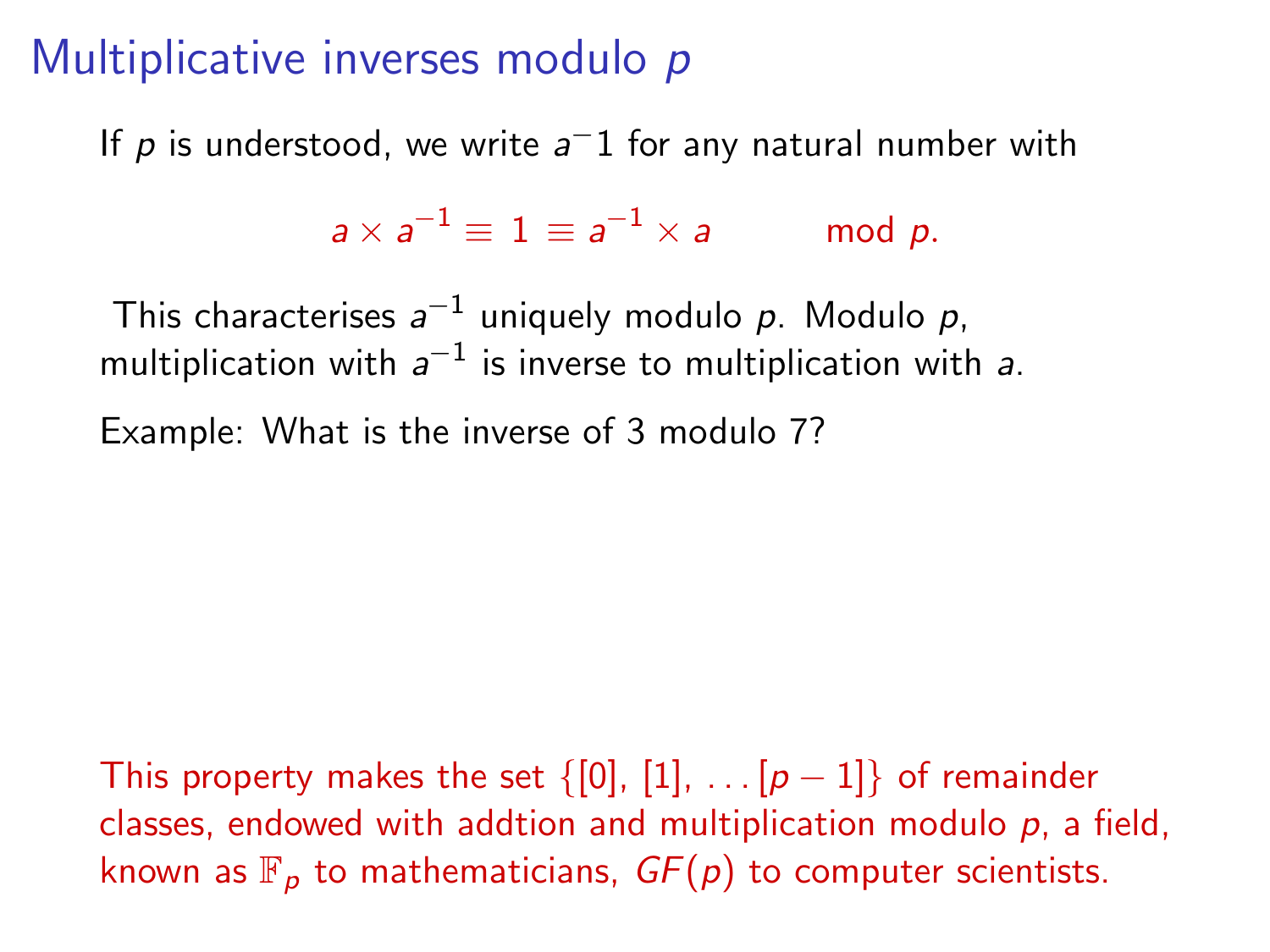# Multiplicative inverses modulo $p$

If $p$ is understood, we write $a^-1$ for any natural number with

$$a \times a^{-1} \equiv 1 \equiv a^{-1} \times a \qquad \bmod p.$$

This characterises $a^{-1}$ uniquely modulo $p$. Modulo $p$, multiplication with $a^{-1}$ is inverse to multiplication with $a$.

Example: What is the inverse of 3 modulo 7?

This property makes the set $\{[0], [1], \ldots [p-1]\}$ of remainder classes, endowed with addtion and multiplication modulo $p$, a field, known as $\mathbb{F}_p$ to mathematicians, $GF(p)$ to computer scientists.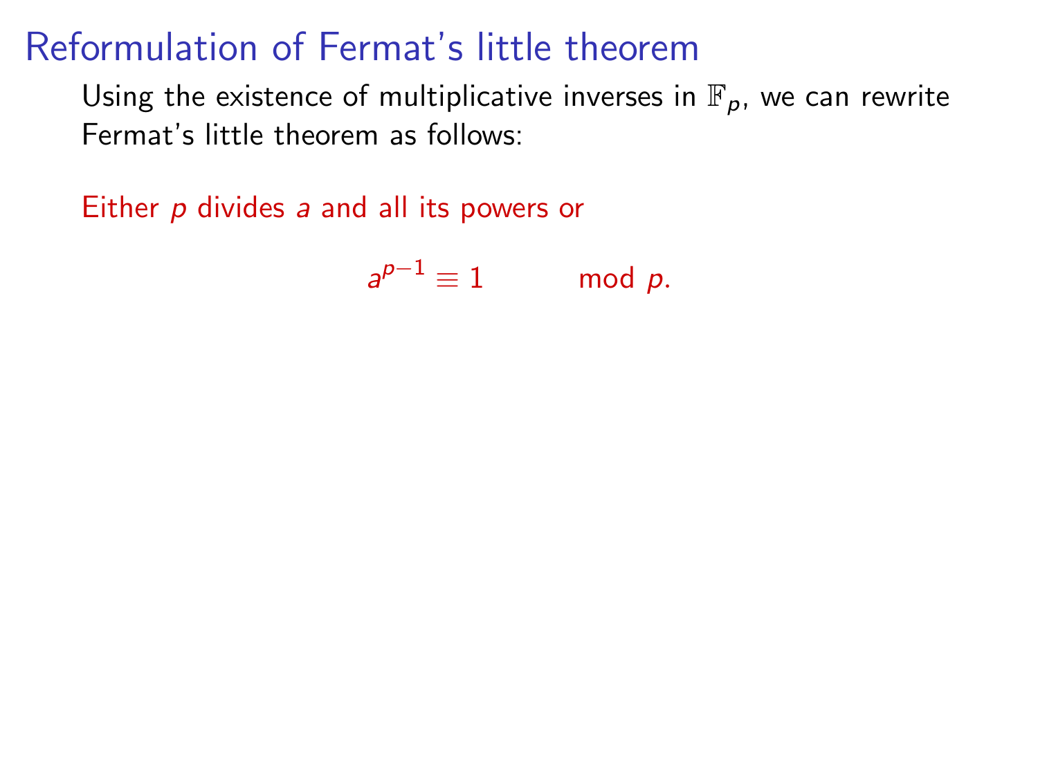# Reformulation of Fermat's little theorem

Using the existence of multiplicative inverses in $\mathbb{F}_p$, we can rewrite Fermat's little theorem as follows:

Either $p$ divides $a$ and all its powers or

$$a^{p-1} \equiv 1 \mod p.$$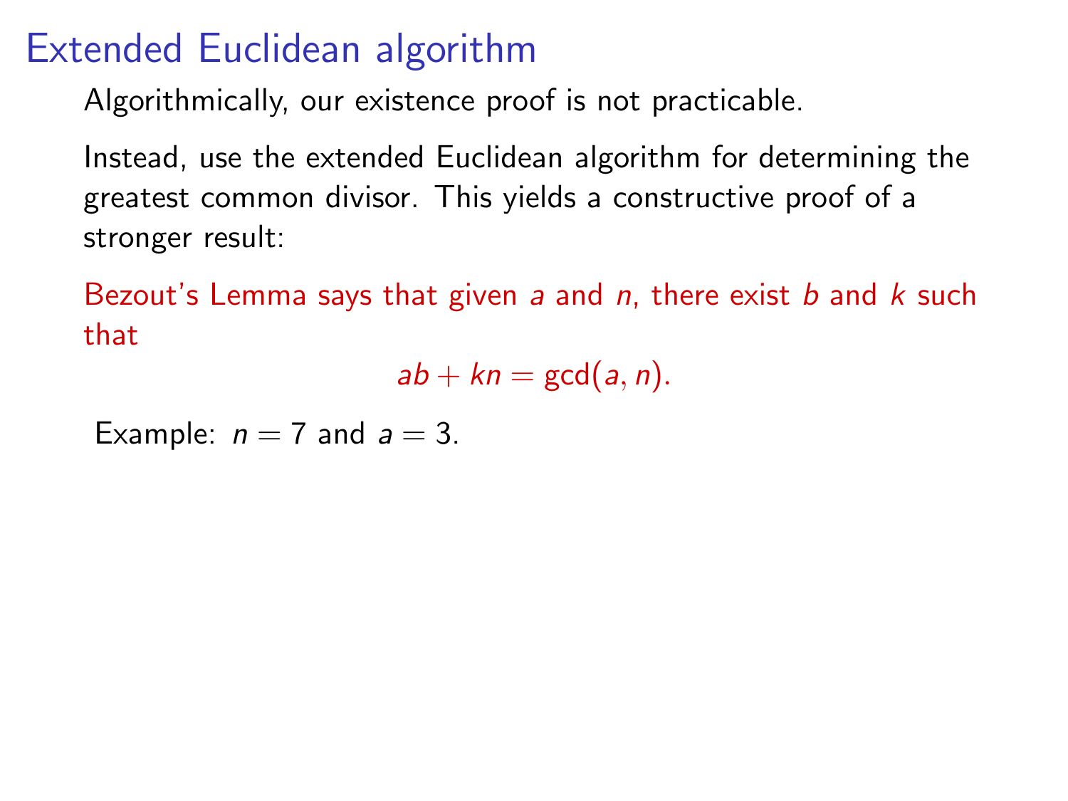# Extended Euclidean algorithm

Algorithmically, our existence proof is not practicable.

Instead, use the extended Euclidean algorithm for determining the greatest common divisor. This yields a constructive proof of a stronger result:

Bezout's Lemma says that given $a$ and $n$, there exist $b$ and $k$ such that

$$ab + kn = \gcd(a, n).$$

Example: $n = 7$ and $a = 3$.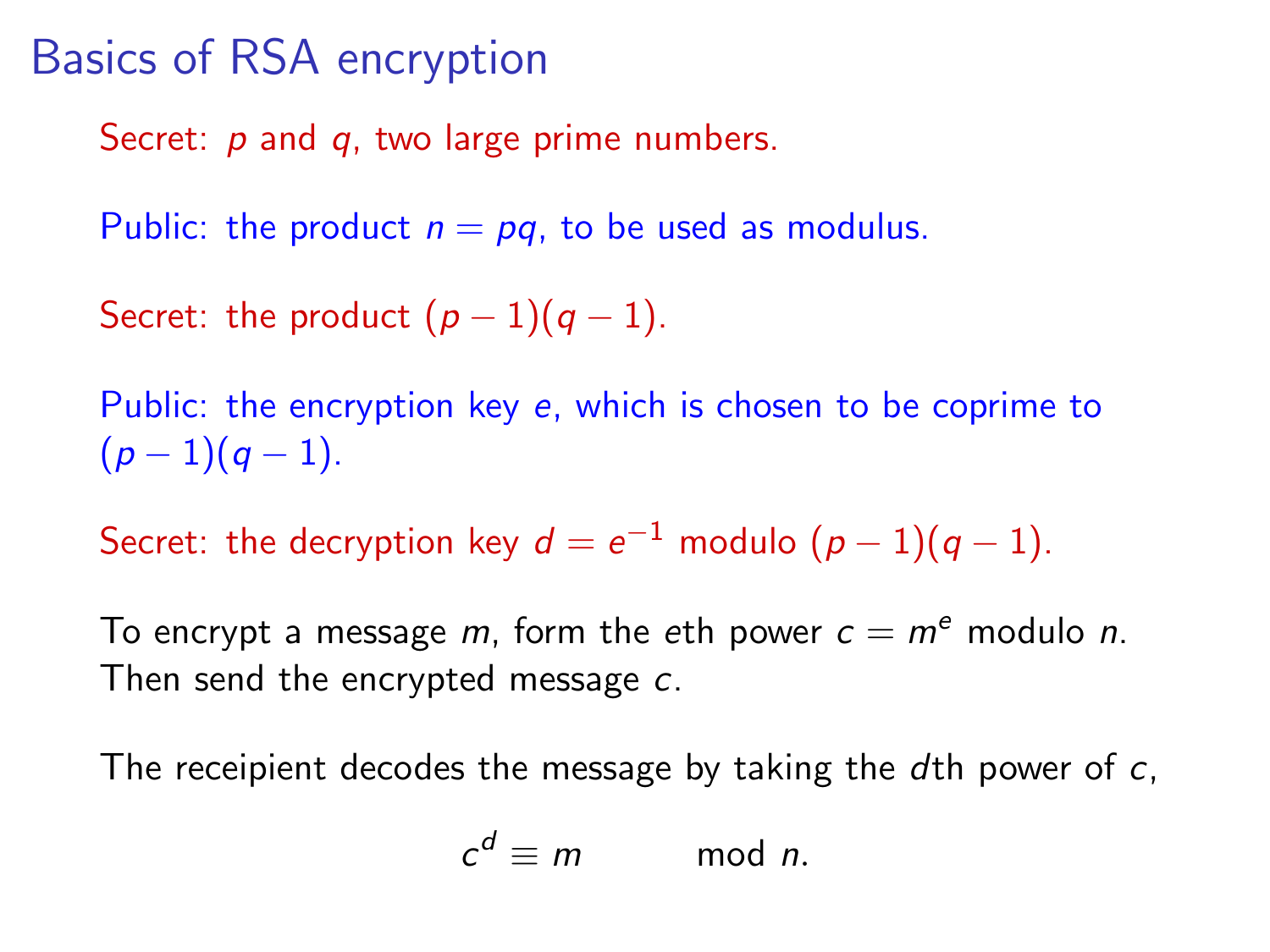# Basics of RSA encryption

Secret: $p$ and $q$, two large prime numbers.

Public: the product $n = pq$, to be used as modulus.

Secret: the product $(p-1)(q-1)$.

Public: the encryption key $e$, which is chosen to be coprime to $(p-1)(q-1)$.

Secret: the decryption key $d = e^{-1}$ modulo $(p-1)(q-1)$.

To encrypt a message $m$, form the $e$th power $c = m^e$ modulo $n$. Then send the encrypted message $c$.

The receipient decodes the message by taking the $d$th power of $c$,

$$c^d \equiv m \qquad \mod n.$$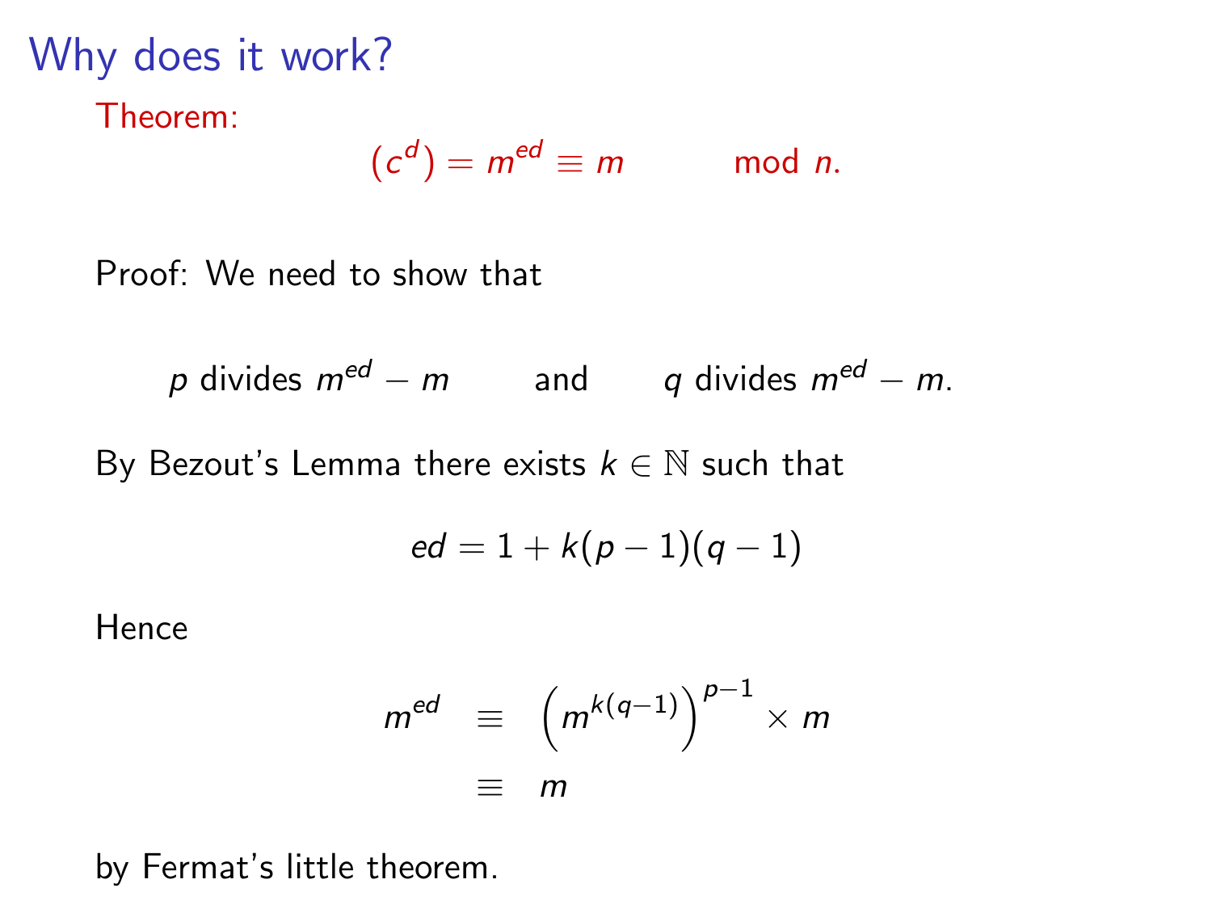# Why does it work?

Theorem:

$$(c^d) = m^{ed} \equiv m \qquad \text{mod } n.$$

Proof: We need to show that

$$p \text{ divides } m^{ed} - m \qquad \text{and} \qquad q \text{ divides } m^{ed} - m.$$

By Bezout's Lemma there exists $k \in \mathbb{N}$ such that

$$ed = 1 + k(p-1)(q-1)$$

Hence

$$\begin{aligned} m^{ed} &\equiv \left(m^{k(q-1)}\right)^{p-1} \times m \\ &\equiv m \end{aligned}$$

by Fermat's little theorem.